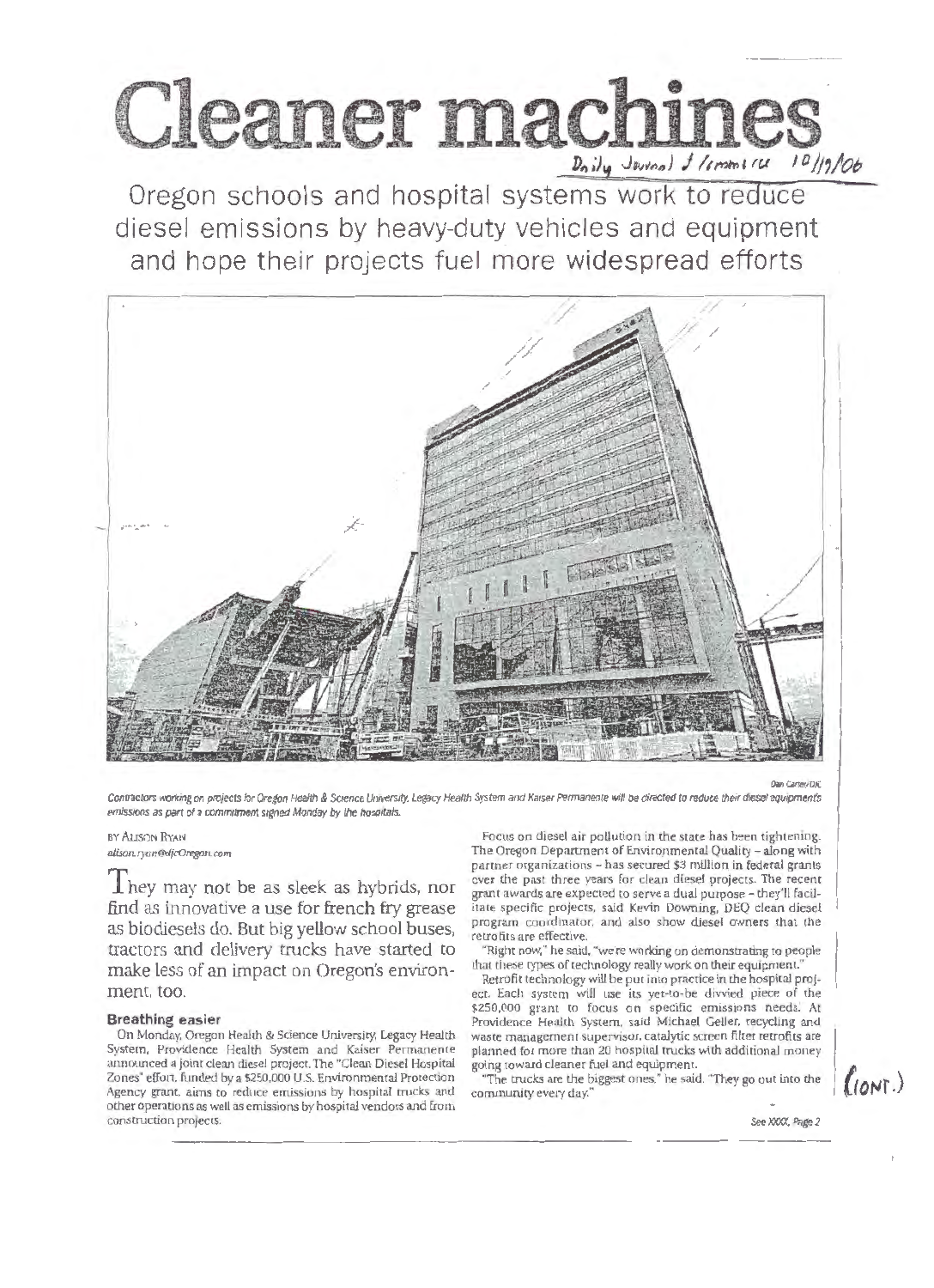# Cleaner machines

Daily Journal of Commerce 10/17/06

## Oregon schools and hospital systems work to reduce diesel emissions by heavy-duty vehicles and equipment and hope their projects fuel more widespread efforts

Dan Carter/DJC

*Contractors working on projects for Oregon Health & Science University, Legacy Health System and Kaiser Permanente will be directed to reduce their diesel equipment's emissions as part of a commitment signed Monday by the hospitals.*

BY ALISON RYAN
alison.ryan@djcOregon.com

They may not be as sleek as hybrids, nor find as innovative a use for french fry grease as biodiesels do. But big yellow school buses, tractors and delivery trucks have started to make less of an impact on Oregon's environment, too.

### Breathing easier

On Monday, Oregon Health & Science University, Legacy Health System, Providence Health System and Kaiser Permanente announced a joint clean diesel project. The "Clean Diesel Hospital Zones" effort, funded by a $250,000 U.S. Environmental Protection Agency grant, aims to reduce emissions by hospital trucks and other operations as well as emissions by hospital vendors and from construction projects.

Focus on diesel air pollution in the state has been tightening. The Oregon Department of Environmental Quality – along with partner organizations – has secured $3 million in federal grants over the past three years for clean diesel projects. The recent grant awards are expected to serve a dual purpose – they'll facilitate specific projects, said Kevin Downing, DEQ clean diesel program coordinator, and also show diesel owners that the retrofits are effective.

"Right now," he said, "we're working on demonstrating to people that these types of technology really work on their equipment."

Retrofit technology will be put into practice in the hospital project. Each system will use its yet-to-be divvied piece of the $250,000 grant to focus on specific emissions needs. At Providence Health System, said Michael Geller, recycling and waste management supervisor, catalytic screen filter retrofits are planned for more than 20 hospital trucks with additional money going toward cleaner fuel and equipment.

"The trucks are the biggest ones," he said. "They go out into the community every day."

See XXXX, Page 2

(CONT.)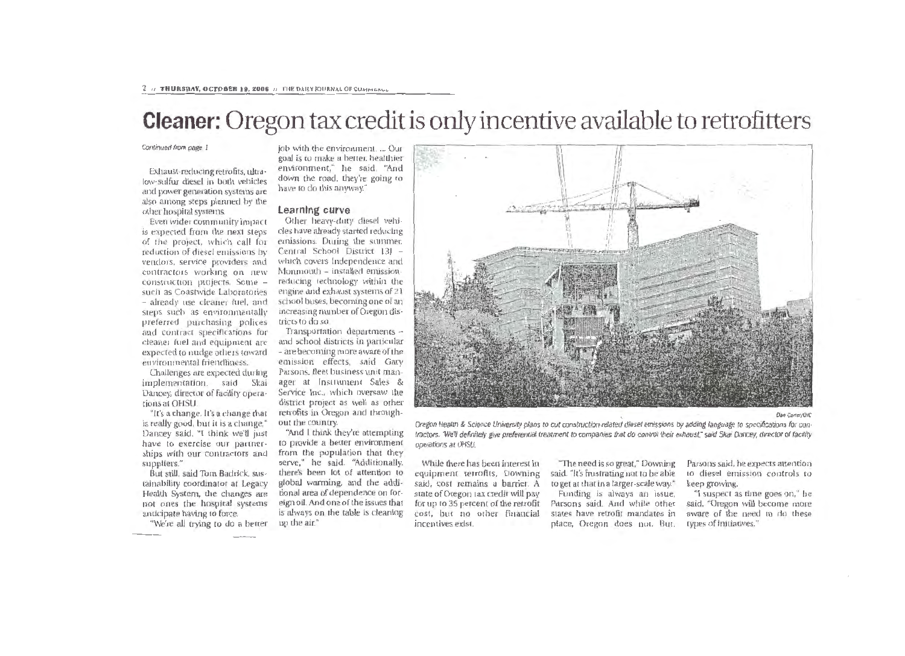# Cleaner: Oregon tax credit is only incentive available to retrofitters

*Continued from page 1*

Exhaust-reducing retrofits, ultra-low-sulfur diesel in both vehicles and power generation systems are also among steps planned by the other hospital systems.

Even wider community impact is expected from the next steps of the project, which call for reduction of diesel emissions by vendors, service providers and contractors working on new construction projects. Some – such as Coastwide Laboratories – already use cleaner fuel, and steps such as environmentally preferred purchasing polices and contract specifications for cleaner fuel and equipment are expected to nudge others toward environmental friendliness.

Challenges are expected during implementation, said Skai Dancey, director of facility operations at OHSU.

"It's a change. It's a change that is really good, but it is a change," Dancey said. "I think we'll just have to exercise our partnerships with our contractors and suppliers."

But still, said Tom Badrick, sustainability coordinator at Legacy Health System, the changes are not ones the hospital systems anticipate having to force.

"We're all trying to do a better job with the environment. ... Our goal is to make a better, healthier environment," he said. "And down the road, they're going to have to do this anyway."

## Learning curve

Other heavy-duty diesel vehicles have already started reducing emissions. During the summer, Central School District 13J – which covers Independence and Monmouth – installed emission-reducing technology within the engine and exhaust systems of 21 school buses, becoming one of an increasing number of Oregon districts to do so.

Transportation departments – and school districts in particular – are becoming more aware of the emission effects, said Gary Parsons, fleet business unit manager at Instrument Sales & Service Inc., which oversaw the district project as well as other retrofits in Oregon and throughout the country.

"And I think they're attempting to provide a better environment from the population that they serve," he said. "Additionally, there's been lot of attention to global warming, and the additional area of dependence on foreign oil. And one of the issues that is always on the table is cleaning up the air."

*Dan Carter/DJC*

*Oregon Health & Science University plans to cut construction-related diesel emissions by adding language to specifications for contractors. "We'll definitely give preferential treatment to companies that do control their exhaust," said Skai Dancey, director of facility operations at OHSU.*

While there has been interest in equipment retrofits, Downing said, cost remains a barrier. A state of Oregon tax credit will pay for up to 35 percent of the retrofit cost, but no other financial incentives exist.

"The need is so great," Downing said. "It's frustrating not to be able to get at that in a larger-scale way."

Funding is always an issue, Parsons said. And while other states have retrofit mandates in place, Oregon does not. But, Parsons said, he expects attention to diesel emission controls to keep growing.

"I suspect as time goes on," he said, "Oregon will become more aware of the need to do these types of initiatives."